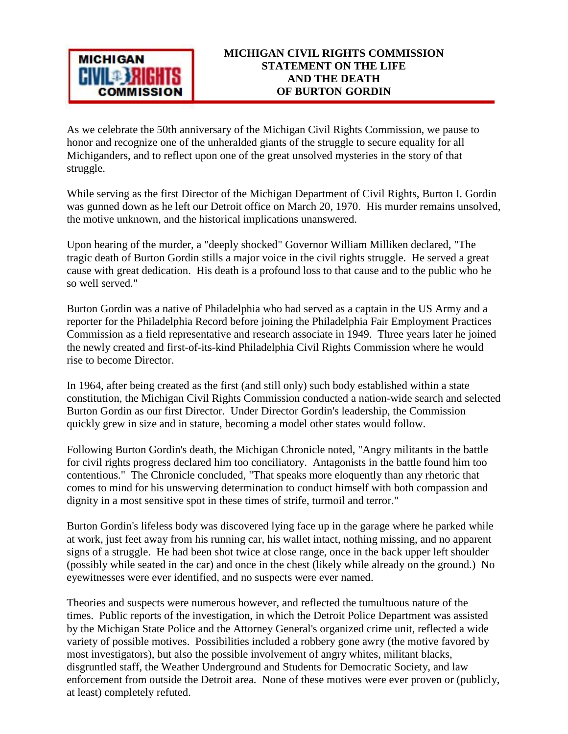# MICHIGAN CIVIL RIGHTS COMMISSION STATEMENT ON THE LIFE AND THE DEATH OF BURTON GORDIN

As we celebrate the 50th anniversary of the Michigan Civil Rights Commission, we pause to honor and recognize one of the unheralded giants of the struggle to secure equality for all Michiganders, and to reflect upon one of the great unsolved mysteries in the story of that struggle.

While serving as the first Director of the Michigan Department of Civil Rights, Burton I. Gordin was gunned down as he left our Detroit office on March 20, 1970. His murder remains unsolved, the motive unknown, and the historical implications unanswered.

Upon hearing of the murder, a "deeply shocked" Governor William Milliken declared, "The tragic death of Burton Gordin stills a major voice in the civil rights struggle. He served a great cause with great dedication. His death is a profound loss to that cause and to the public who he so well served."

Burton Gordin was a native of Philadelphia who had served as a captain in the US Army and a reporter for the Philadelphia Record before joining the Philadelphia Fair Employment Practices Commission as a field representative and research associate in 1949. Three years later he joined the newly created and first-of-its-kind Philadelphia Civil Rights Commission where he would rise to become Director.

In 1964, after being created as the first (and still only) such body established within a state constitution, the Michigan Civil Rights Commission conducted a nation-wide search and selected Burton Gordin as our first Director. Under Director Gordin's leadership, the Commission quickly grew in size and in stature, becoming a model other states would follow.

Following Burton Gordin's death, the Michigan Chronicle noted, "Angry militants in the battle for civil rights progress declared him too conciliatory. Antagonists in the battle found him too contentious." The Chronicle concluded, "That speaks more eloquently than any rhetoric that comes to mind for his unswerving determination to conduct himself with both compassion and dignity in a most sensitive spot in these times of strife, turmoil and terror."

Burton Gordin's lifeless body was discovered lying face up in the garage where he parked while at work, just feet away from his running car, his wallet intact, nothing missing, and no apparent signs of a struggle. He had been shot twice at close range, once in the back upper left shoulder (possibly while seated in the car) and once in the chest (likely while already on the ground.) No eyewitnesses were ever identified, and no suspects were ever named.

Theories and suspects were numerous however, and reflected the tumultuous nature of the times. Public reports of the investigation, in which the Detroit Police Department was assisted by the Michigan State Police and the Attorney General's organized crime unit, reflected a wide variety of possible motives. Possibilities included a robbery gone awry (the motive favored by most investigators), but also the possible involvement of angry whites, militant blacks, disgruntled staff, the Weather Underground and Students for Democratic Society, and law enforcement from outside the Detroit area. None of these motives were ever proven or (publicly, at least) completely refuted.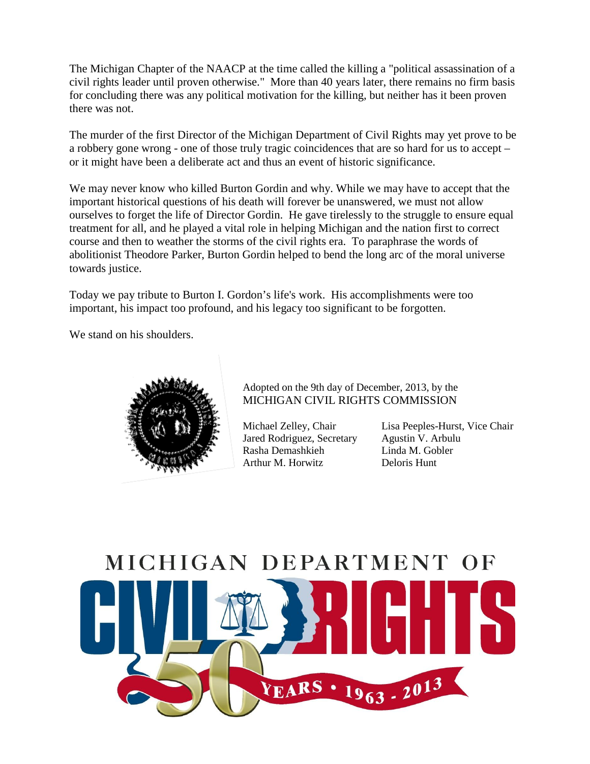The Michigan Chapter of the NAACP at the time called the killing a "political assassination of a civil rights leader until proven otherwise." More than 40 years later, there remains no firm basis for concluding there was any political motivation for the killing, but neither has it been proven there was not.

The murder of the first Director of the Michigan Department of Civil Rights may yet prove to be a robbery gone wrong - one of those truly tragic coincidences that are so hard for us to accept – or it might have been a deliberate act and thus an event of historic significance.

We may never know who killed Burton Gordin and why. While we may have to accept that the important historical questions of his death will forever be unanswered, we must not allow ourselves to forget the life of Director Gordin. He gave tirelessly to the struggle to ensure equal treatment for all, and he played a vital role in helping Michigan and the nation first to correct course and then to weather the storms of the civil rights era. To paraphrase the words of abolitionist Theodore Parker, Burton Gordin helped to bend the long arc of the moral universe towards justice.

Today we pay tribute to Burton I. Gordon's life's work. His accomplishments were too important, his impact too profound, and his legacy too significant to be forgotten.

We stand on his shoulders.

Adopted on the 9th day of December, 2013, by the
MICHIGAN CIVIL RIGHTS COMMISSION

Michael Zelley, Chair
Jared Rodriguez, Secretary
Rasha Demashkieh
Arthur M. Horwitz

Lisa Peeples-Hurst, Vice Chair
Agustin V. Arbulu
Linda M. Gobler
Deloris Hunt

MICHIGAN DEPARTMENT OF CIVIL RIGHTS
50 YEARS • 1963 - 2013